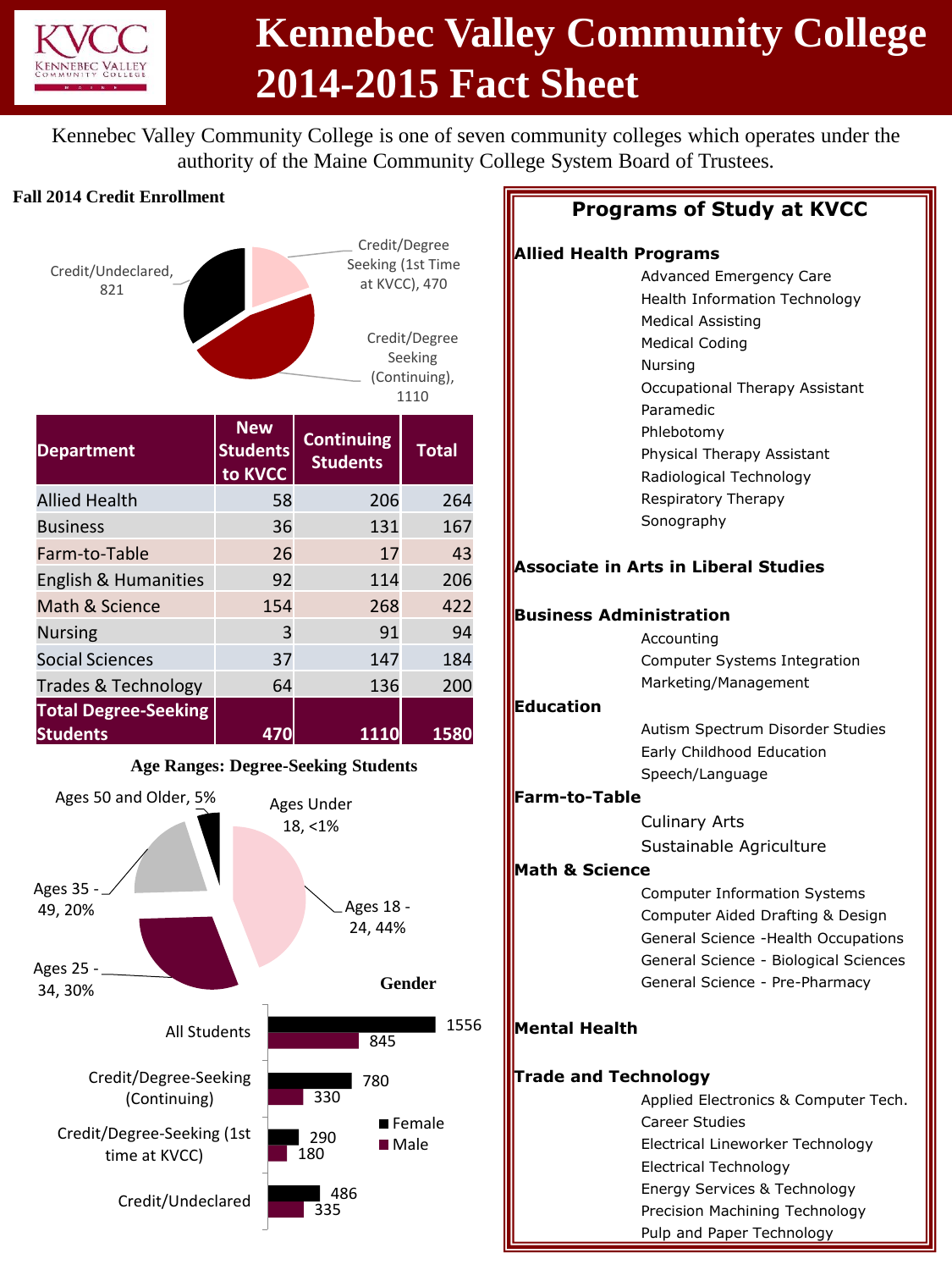# Kennebec Valley Community College 2014-2015 Fact Sheet

Kennebec Valley Community College is one of seven community colleges which operates under the authority of the Maine Community College System Board of Trustees.

## Fall 2014 Credit Enrollment

- Credit/Undeclared, 821
- Credit/Degree Seeking (1st Time at KVCC), 470
- Credit/Degree Seeking (Continuing), 1110

| Department | New Students to KVCC | Continuing Students | Total |
|---|---|---|---|
| Allied Health | 58 | 206 | 264 |
| Business | 36 | 131 | 167 |
| Farm-to-Table | 26 | 17 | 43 |
| English & Humanities | 92 | 114 | 206 |
| Math & Science | 154 | 268 | 422 |
| Nursing | 3 | 91 | 94 |
| Social Sciences | 37 | 147 | 184 |
| Trades & Technology | 64 | 136 | 200 |
| Total Degree-Seeking Students | 470 | 1110 | 1580 |

## Age Ranges: Degree-Seeking Students

- Ages Under 18, <1%
- Ages 18 - 24, 44%
- Ages 25 - 34, 30%
- Ages 35 - 49, 20%
- Ages 50 and Older, 5%

## Gender

| | Female | Male |
|---|---|---|
| All Students | 1556 | 845 |
| Credit/Degree-Seeking (Continuing) | 780 | 330 |
| Credit/Degree-Seeking (1st time at KVCC) | 290 | 180 |
| Credit/Undeclared | 486 | 335 |

## Programs of Study at KVCC

**Allied Health Programs**
- Advanced Emergency Care
- Health Information Technology
- Medical Assisting
- Medical Coding
- Nursing
- Occupational Therapy Assistant
- Paramedic
- Phlebotomy
- Physical Therapy Assistant
- Radiological Technology
- Respiratory Therapy
- Sonography

**Associate in Arts in Liberal Studies**

**Business Administration**
- Accounting
- Computer Systems Integration
- Marketing/Management

**Education**
- Autism Spectrum Disorder Studies
- Early Childhood Education
- Speech/Language

**Farm-to-Table**
- Culinary Arts
- Sustainable Agriculture

**Math & Science**
- Computer Information Systems
- Computer Aided Drafting & Design
- General Science -Health Occupations
- General Science - Biological Sciences
- General Science - Pre-Pharmacy

**Mental Health**

**Trade and Technology**
- Applied Electronics & Computer Tech.
- Career Studies
- Electrical Lineworker Technology
- Electrical Technology
- Energy Services & Technology
- Precision Machining Technology
- Pulp and Paper Technology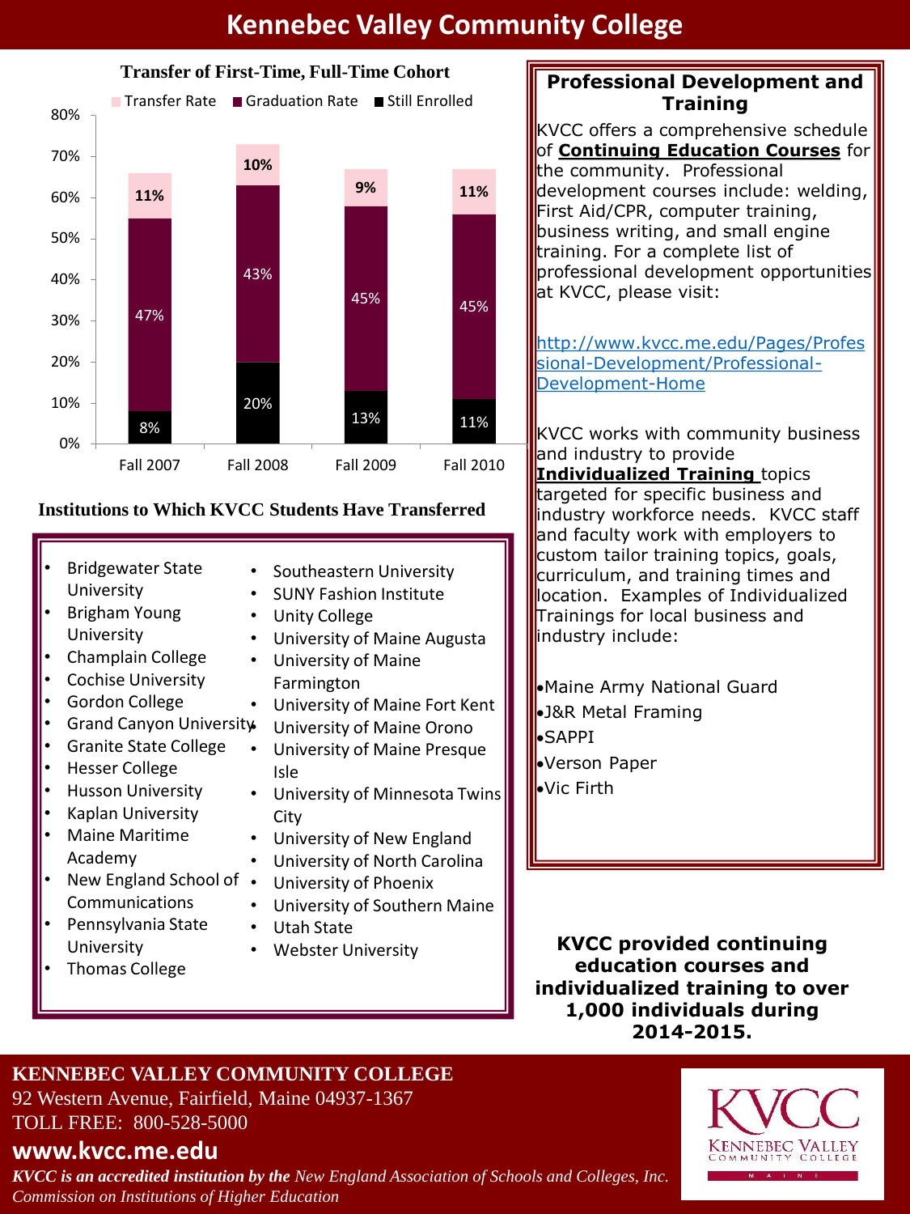# Kennebec Valley Community College

### Transfer of First-Time, Full-Time Cohort

Transfer Rate  Graduation Rate  Still Enrolled

80%
70%
60%
50%
40%
30%
20%
10%
0%

Fall 2007: 11%, 47%, 8%
Fall 2008: 10%, 43%, 20%
Fall 2009: 9%, 45%, 13%
Fall 2010: 11%, 45%, 11%

### Institutions to Which KVCC Students Have Transferred

- Bridgewater State University
- Brigham Young University
- Champlain College
- Cochise University
- Gordon College
- Grand Canyon University
- Granite State College
- Hesser College
- Husson University
- Kaplan University
- Maine Maritime Academy
- New England School of Communications
- Pennsylvania State University
- Thomas College
- Southeastern University
- SUNY Fashion Institute
- Unity College
- University of Maine Augusta
- University of Maine Farmington
- University of Maine Fort Kent
- University of Maine Orono
- University of Maine Presque Isle
- University of Minnesota Twins City
- University of New England
- University of North Carolina
- University of Phoenix
- University of Southern Maine
- Utah State
- Webster University

## Professional Development and Training

KVCC offers a comprehensive schedule of **Continuing Education Courses** for the community. Professional development courses include: welding, First Aid/CPR, computer training, business writing, and small engine training. For a complete list of professional development opportunities at KVCC, please visit:

http://www.kvcc.me.edu/Pages/Professional-Development/Professional-Development-Home

KVCC works with community business and industry to provide **Individualized Training** topics targeted for specific business and industry workforce needs. KVCC staff and faculty work with employers to custom tailor training topics, goals, curriculum, and training times and location. Examples of Individualized Trainings for local business and industry include:

- Maine Army National Guard
- J&R Metal Framing
- SAPPI
- Verson Paper
- Vic Firth

**KVCC provided continuing education courses and individualized training to over 1,000 individuals during 2014-2015.**

**KENNEBEC VALLEY COMMUNITY COLLEGE**
92 Western Avenue, Fairfield, Maine 04937-1367
TOLL FREE: 800-528-5000

**www.kvcc.me.edu**

***KVCC is an accredited institution by the*** *New England Association of Schools and Colleges, Inc. Commission on Institutions of Higher Education*

KVCC
KENNEBEC VALLEY COMMUNITY COLLEGE
MAINE